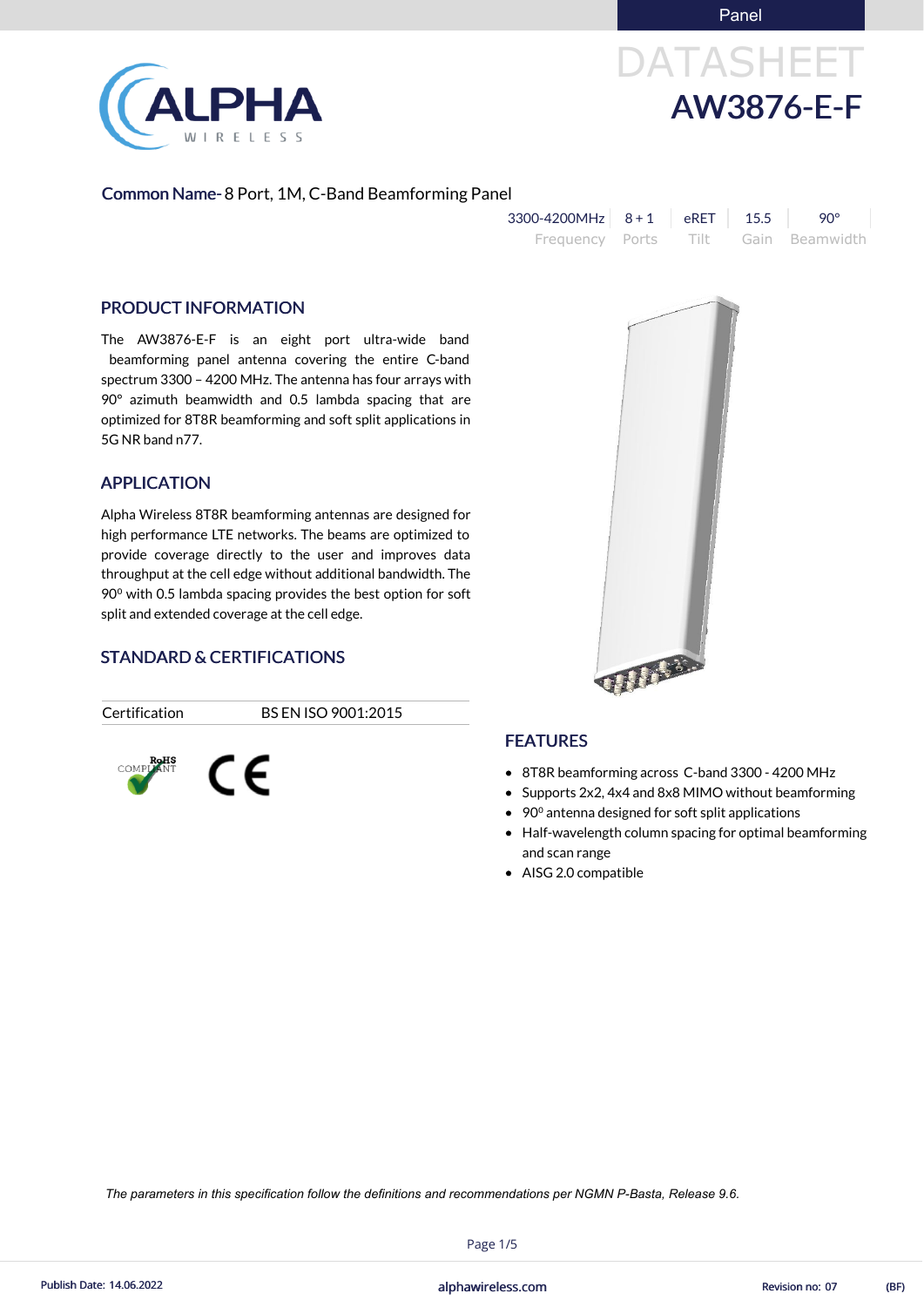Panel

# DATASHEET
# AW3876-E-F

**Common Name**- 8 Port, 1M, C-Band Beamforming Panel

| 3300-4200MHz | 8 + 1 | eRET | 15.5 | 90° |
|---|---|---|---|---|
| Frequency | Ports | Tilt | Gain | Beamwidth |

## PRODUCT INFORMATION

The AW3876-E-F is an eight port ultra-wide band beamforming panel antenna covering the entire C-band spectrum 3300 – 4200 MHz. The antenna has four arrays with 90° azimuth beamwidth and 0.5 lambda spacing that are optimized for 8T8R beamforming and soft split applications in 5G NR band n77.

## APPLICATION

Alpha Wireless 8T8R beamforming antennas are designed for high performance LTE networks. The beams are optimized to provide coverage directly to the user and improves data throughput at the cell edge without additional bandwidth. The 90⁰ with 0.5 lambda spacing provides the best option for soft split and extended coverage at the cell edge.

## STANDARD & CERTIFICATIONS

| Certification | BS EN ISO 9001:2015 |
|---|---|

RoHS COMPLIANT  CE

## FEATURES

- 8T8R beamforming across C-band 3300 - 4200 MHz
- Supports 2x2, 4x4 and 8x8 MIMO without beamforming
- 90⁰ antenna designed for soft split applications
- Half-wavelength column spacing for optimal beamforming and scan range
- AISG 2.0 compatible

*The parameters in this specification follow the definitions and recommendations per NGMN P-Basta, Release 9.6.*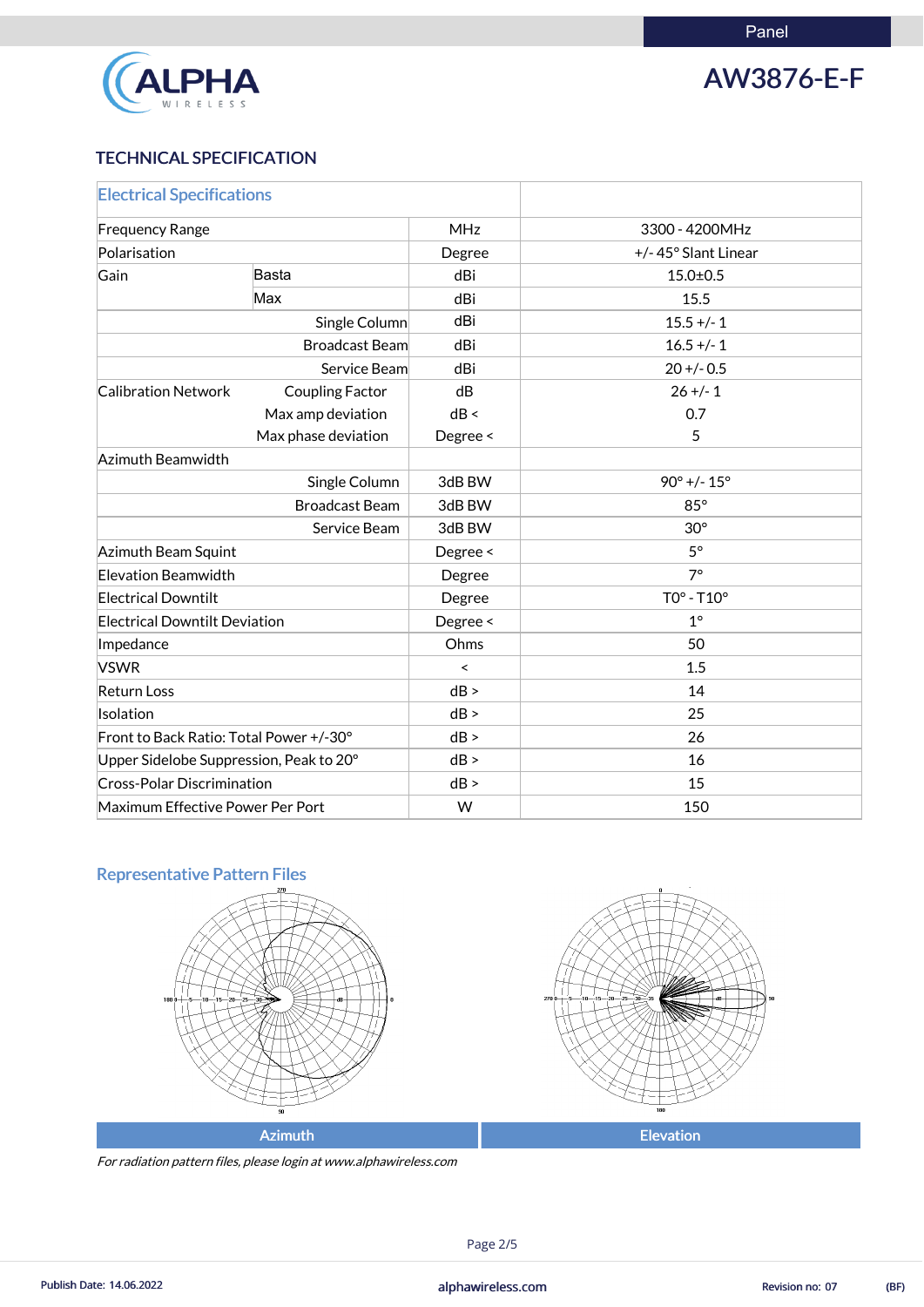Panel

# AW3876-E-F

## TECHNICAL SPECIFICATION

| Electrical Specifications | | | |
|---|---|---|---|
| Frequency Range | | MHz | 3300 - 4200MHz |
| Polarisation | | Degree | +/- 45° Slant Linear |
| Gain | Basta | dBi | 15.0±0.5 |
| | Max | dBi | 15.5 |
| | Single Column | dBi | 15.5 +/- 1 |
| | Broadcast Beam | dBi | 16.5 +/- 1 |
| | Service Beam | dBi | 20 +/- 0.5 |
| Calibration Network | Coupling Factor | dB | 26 +/- 1 |
| | Max amp deviation | dB < | 0.7 |
| | Max phase deviation | Degree < | 5 |
| Azimuth Beamwidth | | | |
| | Single Column | 3dB BW | 90° +/- 15° |
| | Broadcast Beam | 3dB BW | 85° |
| | Service Beam | 3dB BW | 30° |
| Azimuth Beam Squint | | Degree < | 5° |
| Elevation Beamwidth | | Degree | 7° |
| Electrical Downtilt | | Degree | T0° - T10° |
| Electrical Downtilt Deviation | | Degree < | 1° |
| Impedance | | Ohms | 50 |
| VSWR | | < | 1.5 |
| Return Loss | | dB > | 14 |
| Isolation | | dB > | 25 |
| Front to Back Ratio: Total Power +/-30° | | dB > | 26 |
| Upper Sidelobe Suppression, Peak to 20° | | dB > | 16 |
| Cross-Polar Discrimination | | dB > | 15 |
| Maximum Effective Power Per Port | | W | 150 |

## Representative Pattern Files

Azimuth

Elevation

*For radiation pattern files, please login at www.alphawireless.com*

Publish Date: 14.06.2022 alphawireless.com Revision no: 07 (BF)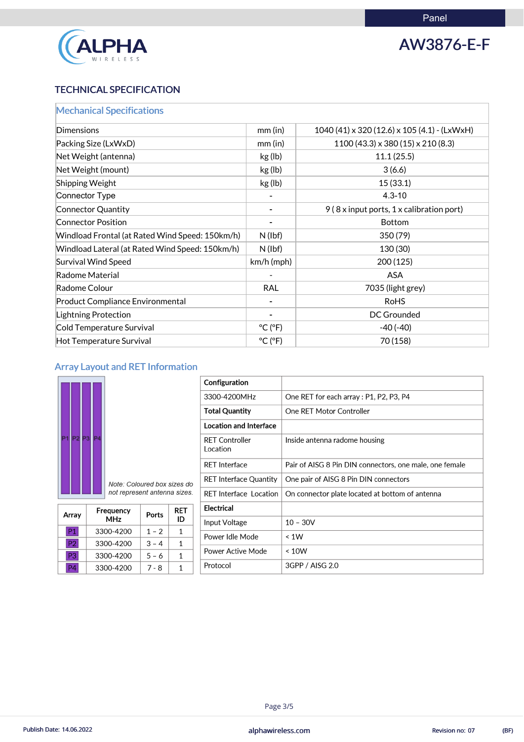Panel

# AW3876-E-F

## TECHNICAL SPECIFICATION

### Mechanical Specifications

| | | |
|---|---|---|
| Dimensions | mm (in) | 1040 (41) x 320 (12.6) x 105 (4.1) - (LxWxH) |
| Packing Size (LxWxD) | mm (in) | 1100 (43.3) x 380 (15) x 210 (8.3) |
| Net Weight (antenna) | kg (lb) | 11.1 (25.5) |
| Net Weight (mount) | kg (lb) | 3 (6.6) |
| Shipping Weight | kg (lb) | 15 (33.1) |
| Connector Type | - | 4.3-10 |
| Connector Quantity | - | 9 ( 8 x input ports, 1 x calibration port) |
| Connector Position | - | Bottom |
| Windload Frontal (at Rated Wind Speed: 150km/h) | N (lbf) | 350 (79) |
| Windload Lateral (at Rated Wind Speed: 150km/h) | N (lbf) | 130 (30) |
| Survival Wind Speed | km/h (mph) | 200 (125) |
| Radome Material | - | ASA |
| Radome Colour | RAL | 7035 (light grey) |
| Product Compliance Environmental | - | RoHS |
| Lightning Protection | - | DC Grounded |
| Cold Temperature Survival | °C (°F) | -40 (-40) |
| Hot Temperature Survival | °C (°F) | 70 (158) |

### Array Layout and RET Information

P1 P2 P3 P4

*Note: Coloured box sizes do not represent antenna sizes.*

| Array | Frequency MHz | Ports | RET ID |
|---|---|---|---|
| P1 | 3300-4200 | 1 – 2 | 1 |
| P2 | 3300-4200 | 3 – 4 | 1 |
| P3 | 3300-4200 | 5 – 6 | 1 |
| P4 | 3300-4200 | 7 - 8 | 1 |

| **Configuration** | |
|---|---|
| 3300-4200MHz | One RET for each array : P1, P2, P3, P4 |
| **Total Quantity** | One RET Motor Controller |
| **Location and Interface** | |
| RET Controller Location | Inside antenna radome housing |
| RET Interface | Pair of AISG 8 Pin DIN connectors, one male, one female |
| RET Interface Quantity | One pair of AISG 8 Pin DIN connectors |
| RET Interface Location | On connector plate located at bottom of antenna |
| **Electrical** | |
| Input Voltage | 10 – 30V |
| Power Idle Mode | < 1W |
| Power Active Mode | < 10W |
| Protocol | 3GPP / AISG 2.0 |

Publish Date: 14.06.2022 | alphawireless.com | Revision no: 07 | (BF)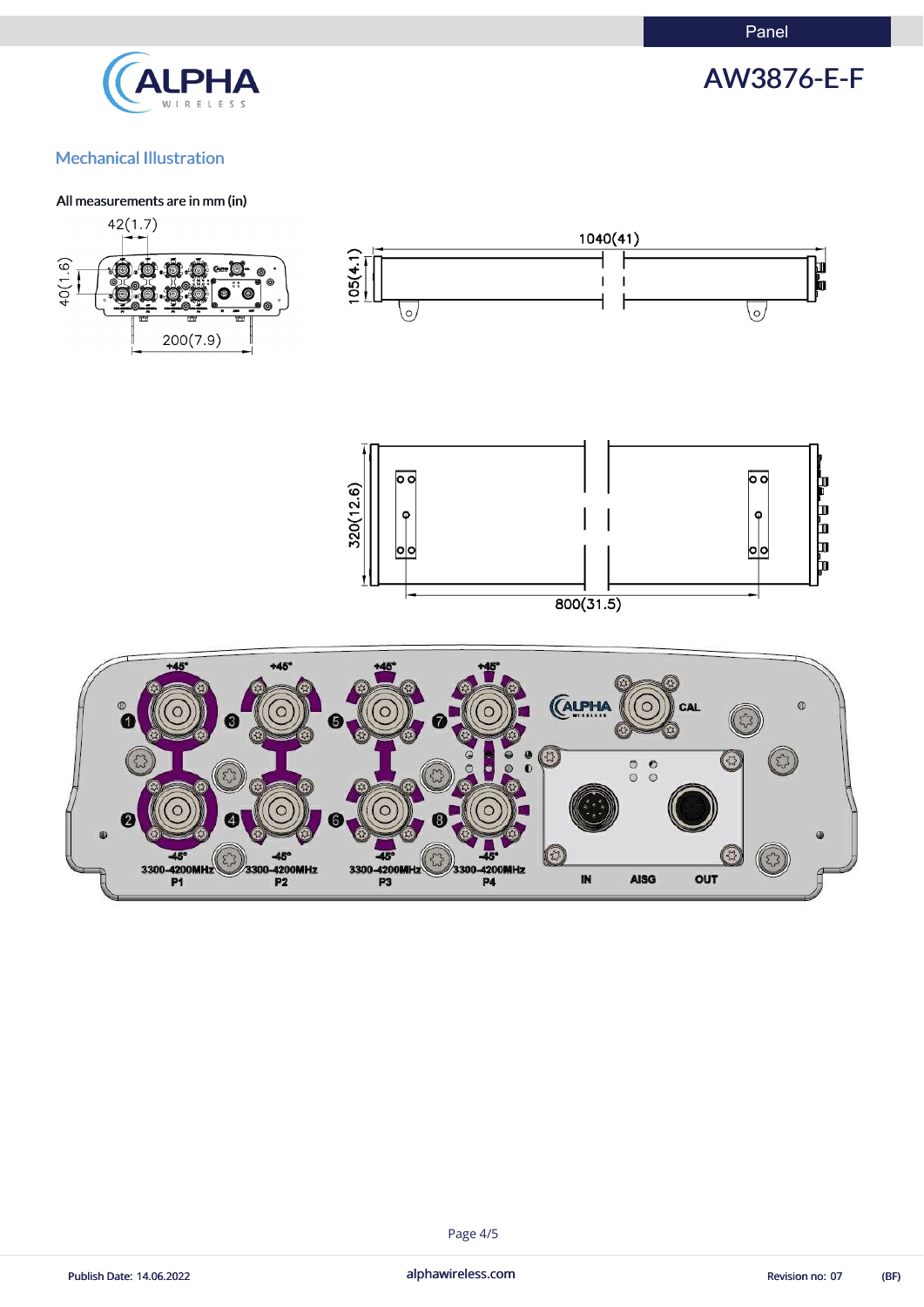## Mechanical Illustration

All measurements are in mm (in)

42(1.7)

40(1.6)

200(7.9)

1040(41)

105(4.1)

320(12.6)

800(31.5)

+45° +45° +45° +45°

CAL

-45° -45° -45° -45°

3300-4200MHz P1

3300-4200MHz P2

3300-4200MHz P3

3300-4200MHz P4

IN AISG OUT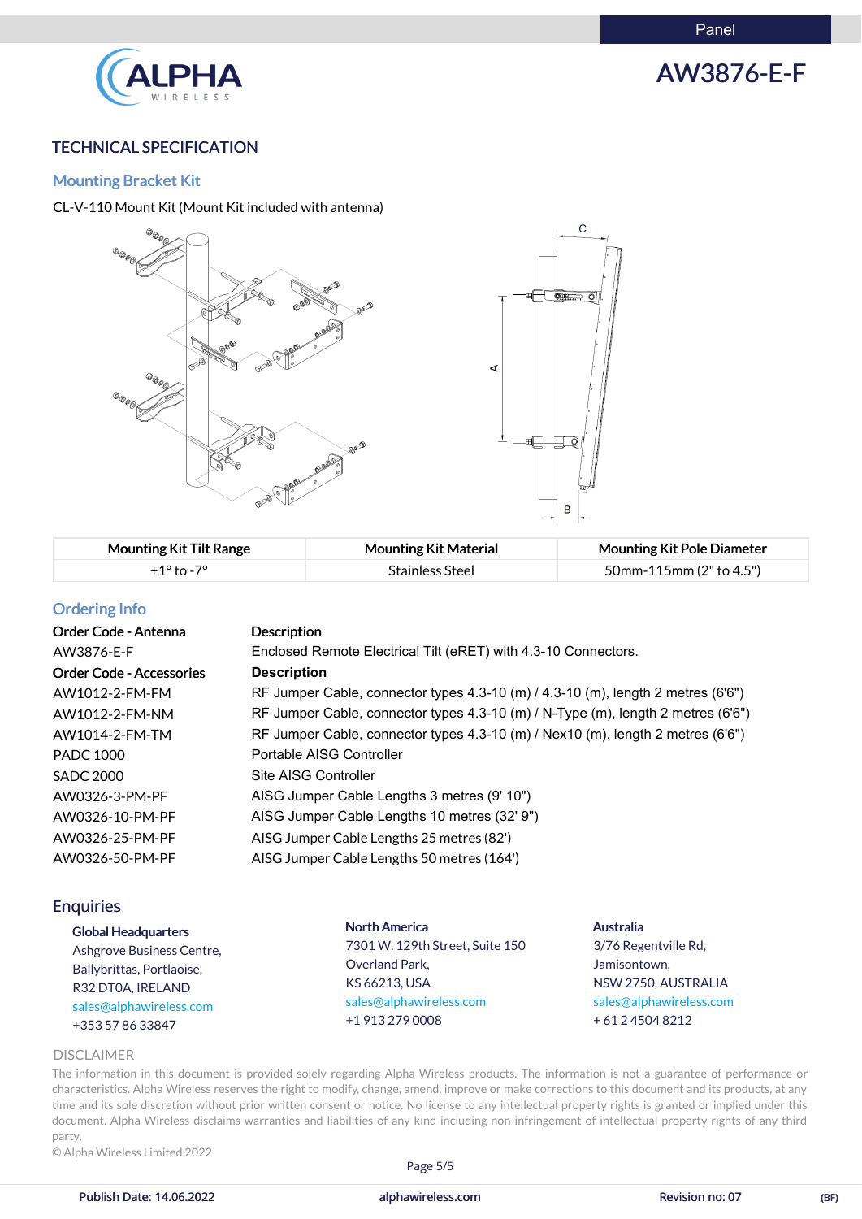AW3876-E-F

## TECHNICAL SPECIFICATION

### Mounting Bracket Kit

CL-V-110 Mount Kit (Mount Kit included with antenna)

C

A

B

| Mounting Kit Tilt Range | Mounting Kit Material | Mounting Kit Pole Diameter |
|---|---|---|
| +1° to -7° | Stainless Steel | 50mm-115mm (2" to 4.5") |

### Ordering Info

| Order Code - Antenna | Description |
|---|---|
| AW3876-E-F | Enclosed Remote Electrical Tilt (eRET) with 4.3-10 Connectors. |
| **Order Code - Accessories** | **Description** |
| AW1012-2-FM-FM | RF Jumper Cable, connector types 4.3-10 (m) / 4.3-10 (m), length 2 metres (6'6") |
| AW1012-2-FM-NM | RF Jumper Cable, connector types 4.3-10 (m) / N-Type (m), length 2 metres (6'6") |
| AW1014-2-FM-TM | RF Jumper Cable, connector types 4.3-10 (m) / Nex10 (m), length 2 metres (6'6") |
| PADC 1000 | Portable AISG Controller |
| SADC 2000 | Site AISG Controller |
| AW0326-3-PM-PF | AISG Jumper Cable Lengths 3 metres (9' 10") |
| AW0326-10-PM-PF | AISG Jumper Cable Lengths 10 metres (32' 9") |
| AW0326-25-PM-PF | AISG Jumper Cable Lengths 25 metres (82') |
| AW0326-50-PM-PF | AISG Jumper Cable Lengths 50 metres (164') |

## Enquiries

**Global Headquarters**
Ashgrove Business Centre,
Ballybrittas, Portlaoise,
R32 DT0A, IRELAND
sales@alphawireless.com
+353 57 86 33847

**North America**
7301 W. 129th Street, Suite 150
Overland Park,
KS 66213, USA
sales@alphawireless.com
+1 913 279 0008

**Australia**
3/76 Regentville Rd,
Jamisontown,
NSW 2750, AUSTRALIA
sales@alphawireless.com
+ 61 2 4504 8212

DISCLAIMER

The information in this document is provided solely regarding Alpha Wireless products. The information is not a guarantee of performance or characteristics. Alpha Wireless reserves the right to modify, change, amend, improve or make corrections to this document and its products, at any time and its sole discretion without prior written consent or notice. No license to any intellectual property rights is granted or implied under this document. Alpha Wireless disclaims warranties and liabilities of any kind including non-infringement of intellectual property rights of any third party.

© Alpha Wireless Limited 2022

Publish Date: 14.06.2022 | alphawireless.com | Revision no: 07 (BF)